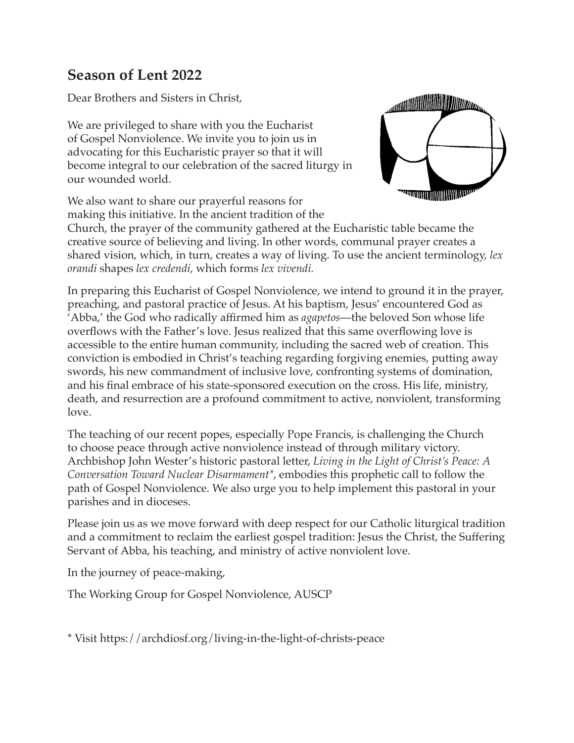## Season of Lent 2022

Dear Brothers and Sisters in Christ,

We are privileged to share with you the Eucharist of Gospel Nonviolence. We invite you to join us in advocating for this Eucharistic prayer so that it will become integral to our celebration of the sacred liturgy in our wounded world.

We also want to share our prayerful reasons for making this initiative. In the ancient tradition of the Church, the prayer of the community gathered at the Eucharistic table became the creative source of believing and living. In other words, communal prayer creates a shared vision, which, in turn, creates a way of living. To use the ancient terminology, *lex orandi* shapes *lex credendi*, which forms *lex vivendi.*

In preparing this Eucharist of Gospel Nonviolence, we intend to ground it in the prayer, preaching, and pastoral practice of Jesus. At his baptism, Jesus' encountered God as 'Abba,' the God who radically affirmed him as *agapetos*—the beloved Son whose life overflows with the Father's love. Jesus realized that this same overflowing love is accessible to the entire human community, including the sacred web of creation. This conviction is embodied in Christ's teaching regarding forgiving enemies, putting away swords, his new commandment of inclusive love, confronting systems of domination, and his final embrace of his state-sponsored execution on the cross. His life, ministry, death, and resurrection are a profound commitment to active, nonviolent, transforming love.

The teaching of our recent popes, especially Pope Francis, is challenging the Church to choose peace through active nonviolence instead of through military victory. Archbishop John Wester's historic pastoral letter, *Living in the Light of Christ's Peace: A Conversation Toward Nuclear Disarmament**, embodies this prophetic call to follow the path of Gospel Nonviolence. We also urge you to help implement this pastoral in your parishes and in dioceses.

Please join us as we move forward with deep respect for our Catholic liturgical tradition and a commitment to reclaim the earliest gospel tradition: Jesus the Christ, the Suffering Servant of Abba, his teaching, and ministry of active nonviolent love.

In the journey of peace-making,

The Working Group for Gospel Nonviolence, AUSCP

* Visit https://archdiosf.org/living-in-the-light-of-christs-peace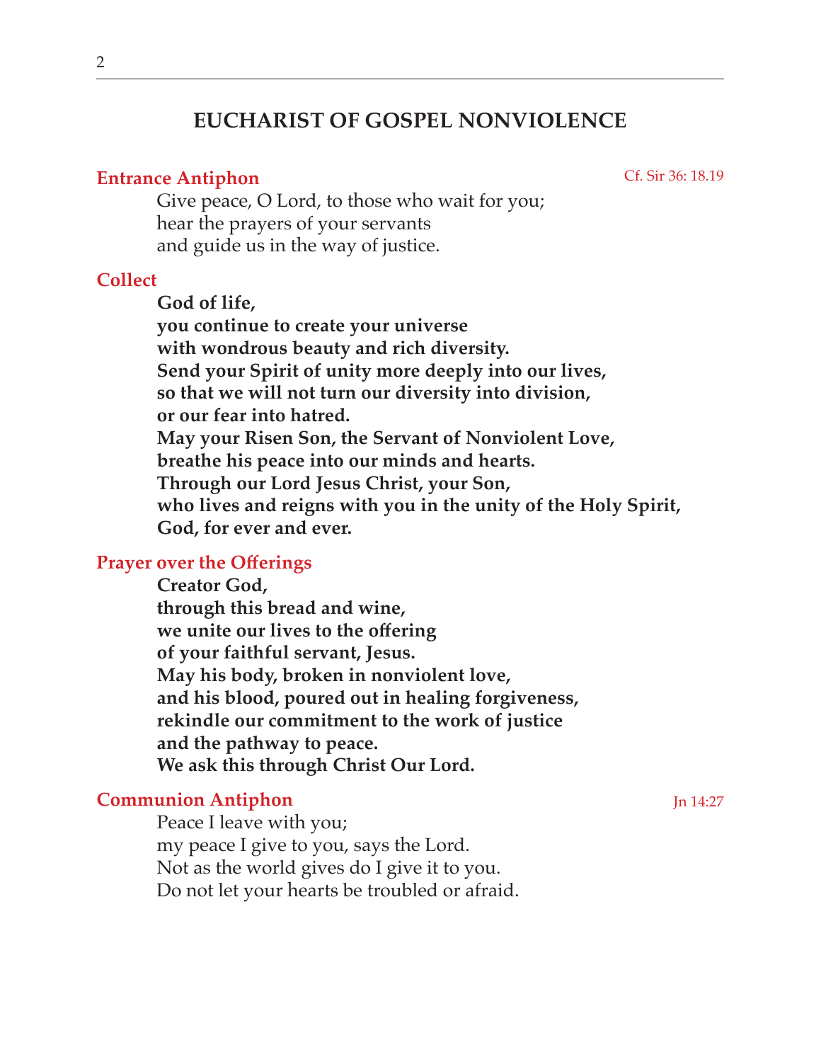# EUCHARIST OF GOSPEL NONVIOLENCE

## Entrance Antiphon

Cf. Sir 36: 18.19

Give peace, O Lord, to those who wait for you;
hear the prayers of your servants
and guide us in the way of justice.

## Collect

**God of life,**
**you continue to create your universe**
**with wondrous beauty and rich diversity.**
**Send your Spirit of unity more deeply into our lives,**
**so that we will not turn our diversity into division,**
**or our fear into hatred.**
**May your Risen Son, the Servant of Nonviolent Love,**
**breathe his peace into our minds and hearts.**
**Through our Lord Jesus Christ, your Son,**
**who lives and reigns with you in the unity of the Holy Spirit,**
**God, for ever and ever.**

## Prayer over the Offerings

**Creator God,**
**through this bread and wine,**
**we unite our lives to the offering**
**of your faithful servant, Jesus.**
**May his body, broken in nonviolent love,**
**and his blood, poured out in healing forgiveness,**
**rekindle our commitment to the work of justice**
**and the pathway to peace.**
**We ask this through Christ Our Lord.**

## Communion Antiphon

Jn 14:27

Peace I leave with you;
my peace I give to you, says the Lord.
Not as the world gives do I give it to you.
Do not let your hearts be troubled or afraid.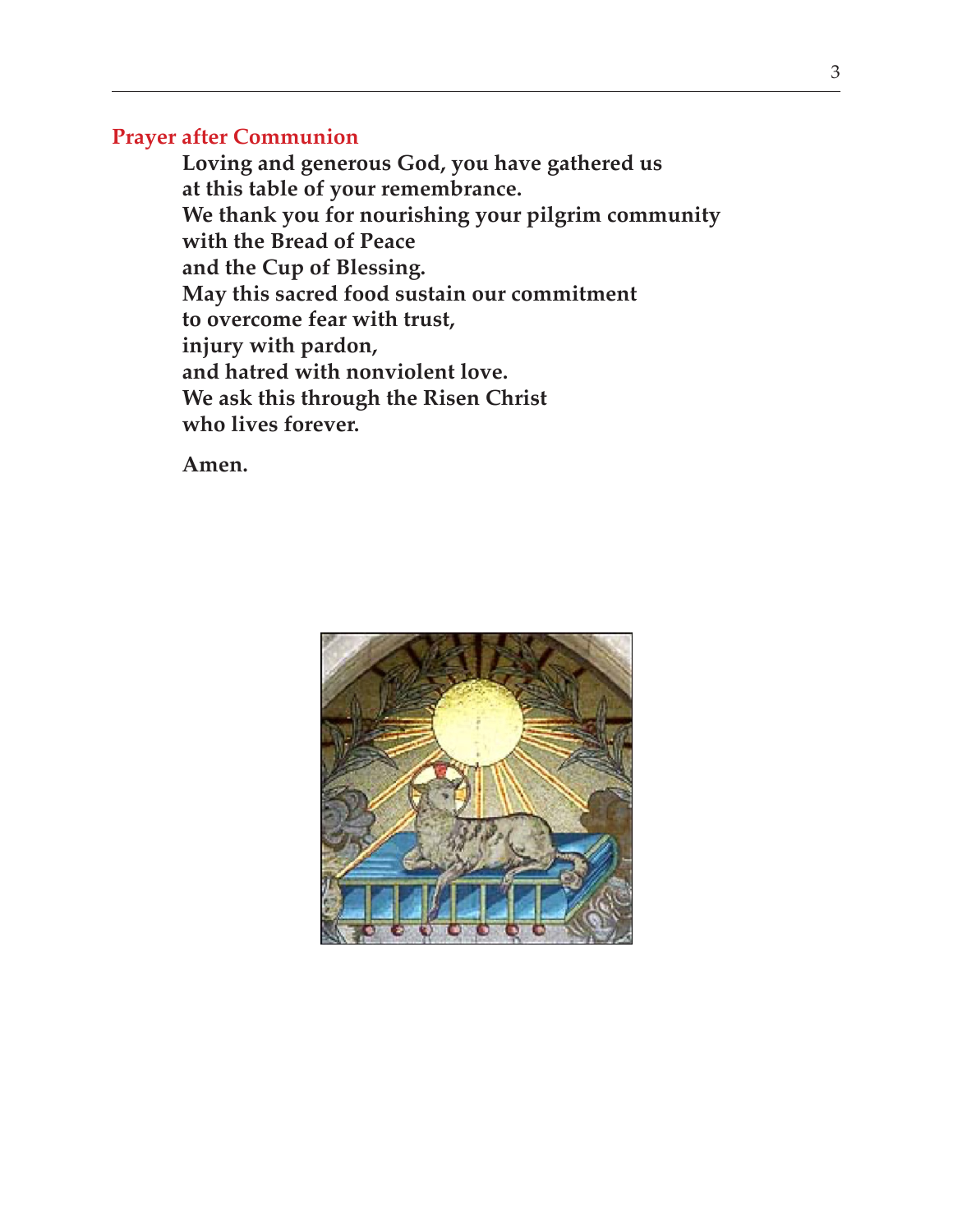## Prayer after Communion

**Loving and generous God, you have gathered us**
**at this table of your remembrance.**
**We thank you for nourishing your pilgrim community**
**with the Bread of Peace**
**and the Cup of Blessing.**
**May this sacred food sustain our commitment**
**to overcome fear with trust,**
**injury with pardon,**
**and hatred with nonviolent love.**
**We ask this through the Risen Christ**
**who lives forever.**

**Amen.**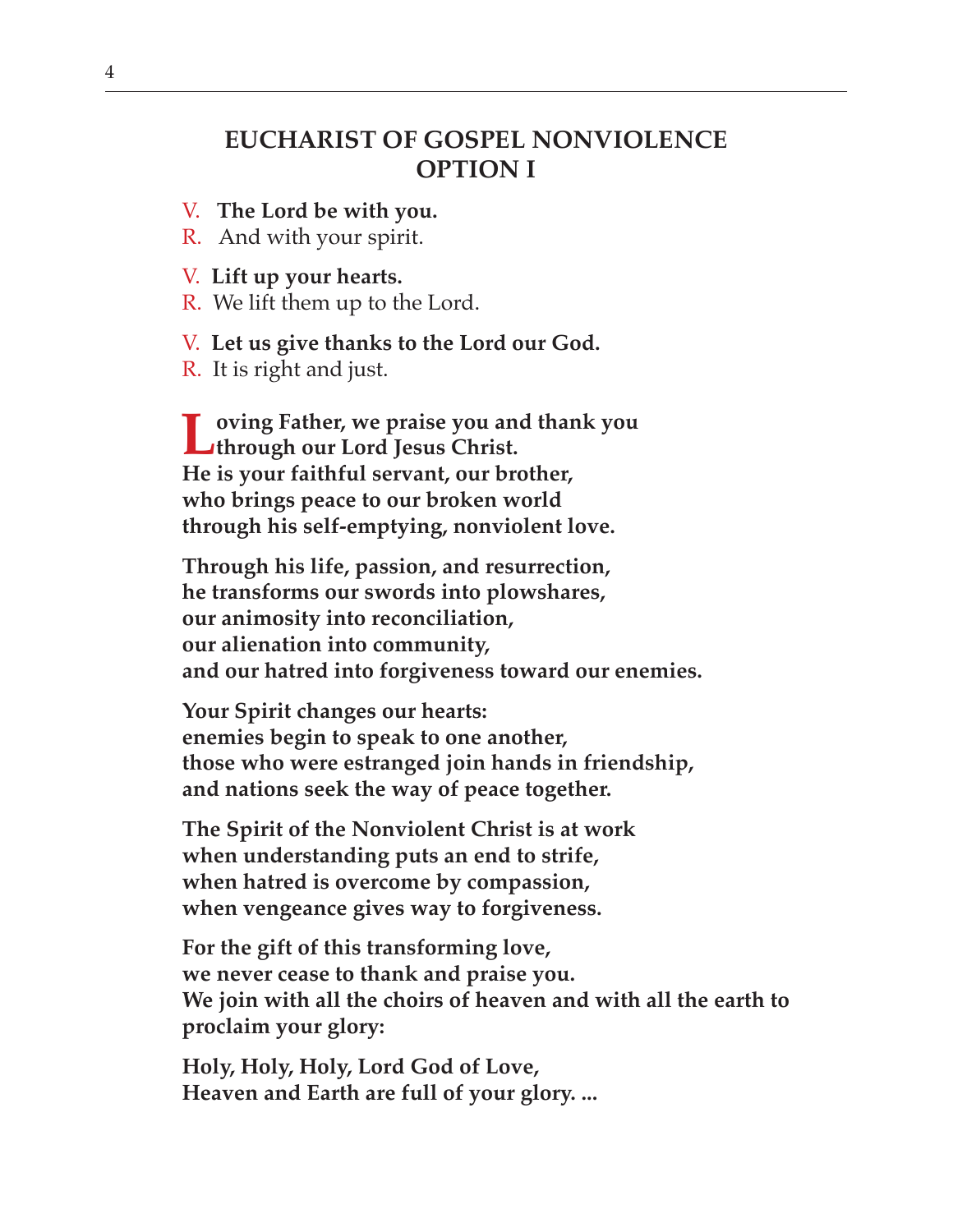## EUCHARIST OF GOSPEL NONVIOLENCE OPTION I

V. **The Lord be with you.**
R. And with your spirit.

V. **Lift up your hearts.**
R. We lift them up to the Lord.

V. **Let us give thanks to the Lord our God.**
R. It is right and just.

**Loving Father, we praise you and thank you through our Lord Jesus Christ.**
**He is your faithful servant, our brother,**
**who brings peace to our broken world**
**through his self-emptying, nonviolent love.**

**Through his life, passion, and resurrection,**
**he transforms our swords into plowshares,**
**our animosity into reconciliation,**
**our alienation into community,**
**and our hatred into forgiveness toward our enemies.**

**Your Spirit changes our hearts:**
**enemies begin to speak to one another,**
**those who were estranged join hands in friendship,**
**and nations seek the way of peace together.**

**The Spirit of the Nonviolent Christ is at work**
**when understanding puts an end to strife,**
**when hatred is overcome by compassion,**
**when vengeance gives way to forgiveness.**

**For the gift of this transforming love,**
**we never cease to thank and praise you.**
**We join with all the choirs of heaven and with all the earth to proclaim your glory:**

**Holy, Holy, Holy, Lord God of Love,**
**Heaven and Earth are full of your glory. ...**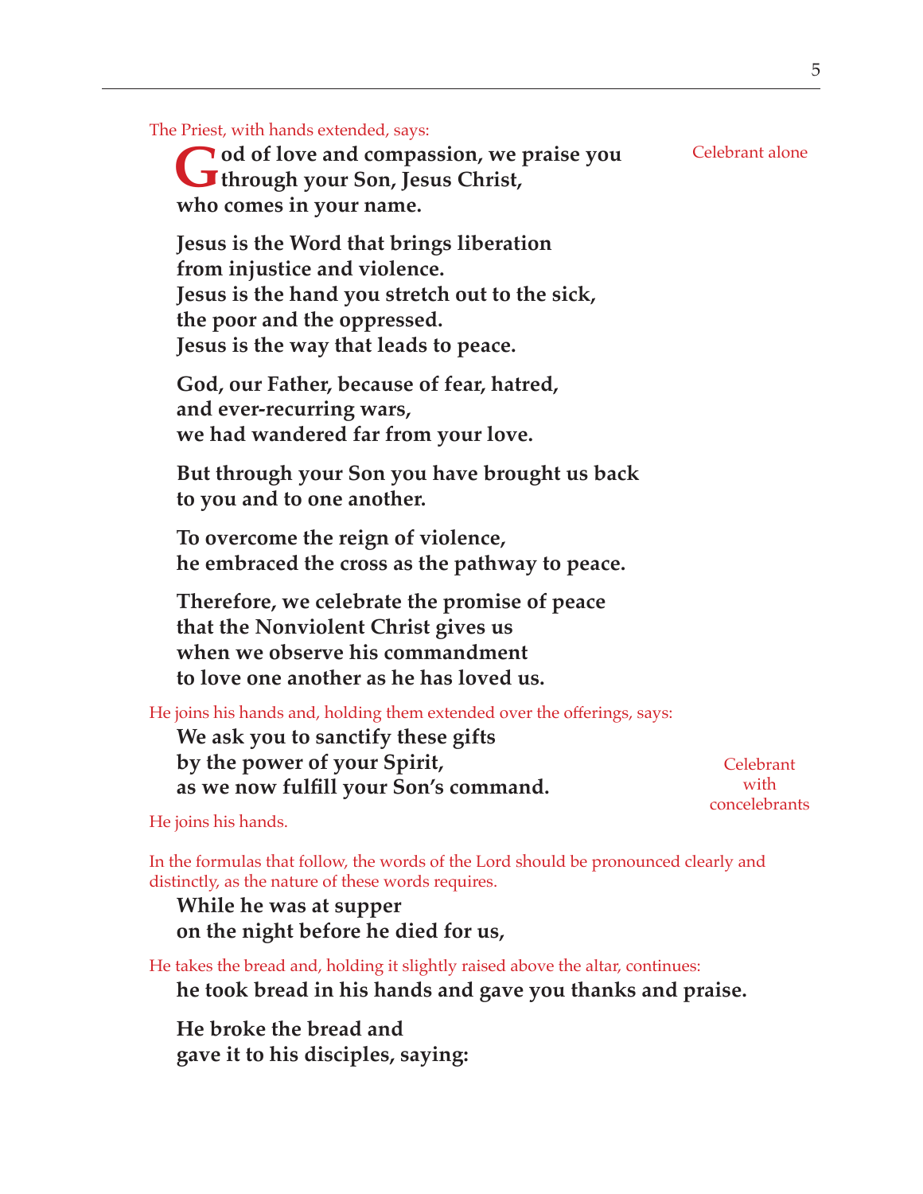*The Priest, with hands extended, says:*

*Celebrant alone*

**God of love and compassion, we praise you
through your Son, Jesus Christ,
who comes in your name.**

**Jesus is the Word that brings liberation
from injustice and violence.
Jesus is the hand you stretch out to the sick,
the poor and the oppressed.
Jesus is the way that leads to peace.**

**God, our Father, because of fear, hatred,
and ever-recurring wars,
we had wandered far from your love.**

**But through your Son you have brought us back
to you and to one another.**

**To overcome the reign of violence,
he embraced the cross as the pathway to peace.**

**Therefore, we celebrate the promise of peace
that the Nonviolent Christ gives us
when we observe his commandment
to love one another as he has loved us.**

*He joins his hands and, holding them extended over the offerings, says:*

**We ask you to sanctify these gifts
by the power of your Spirit,
as we now fulfill your Son's command.**

*Celebrant with concelebrants*

*He joins his hands.*

*In the formulas that follow, the words of the Lord should be pronounced clearly and distinctly, as the nature of these words requires.*

**While he was at supper
on the night before he died for us,**

*He takes the bread and, holding it slightly raised above the altar, continues:*

**he took bread in his hands and gave you thanks and praise.**

**He broke the bread and
gave it to his disciples, saying:**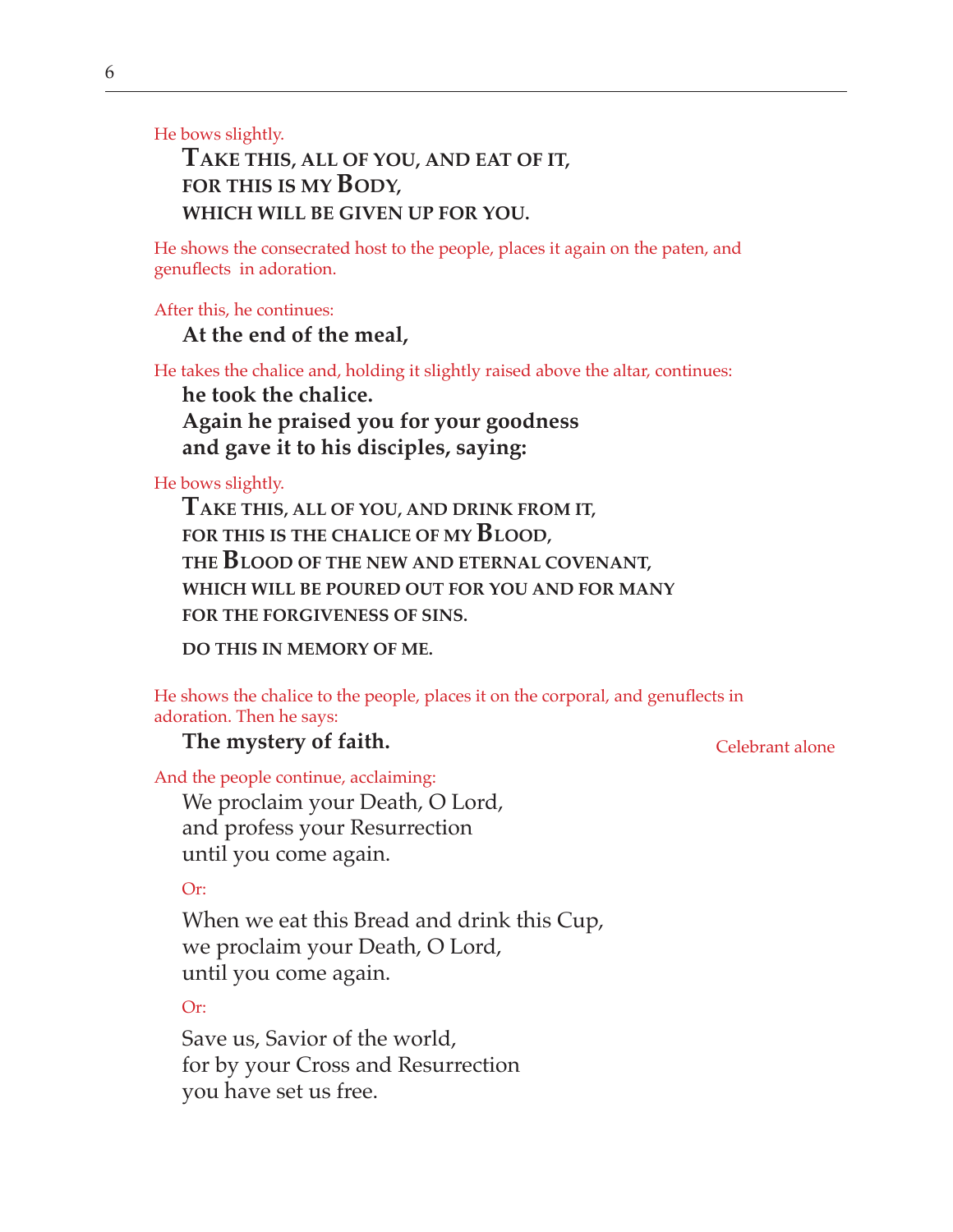*He bows slightly.*

**TAKE THIS, ALL OF YOU, AND EAT OF IT,**
**FOR THIS IS MY BODY,**
**WHICH WILL BE GIVEN UP FOR YOU.**

*He shows the consecrated host to the people, places it again on the paten, and genuflects in adoration.*

*After this, he continues:*

**At the end of the meal,**

*He takes the chalice and, holding it slightly raised above the altar, continues:*

**he took the chalice.**
**Again he praised you for your goodness**
**and gave it to his disciples, saying:**

*He bows slightly.*

**TAKE THIS, ALL OF YOU, AND DRINK FROM IT,**
**FOR THIS IS THE CHALICE OF MY BLOOD,**
**THE BLOOD OF THE NEW AND ETERNAL COVENANT,**
**WHICH WILL BE POURED OUT FOR YOU AND FOR MANY**
**FOR THE FORGIVENESS OF SINS.**

**DO THIS IN MEMORY OF ME.**

*He shows the chalice to the people, places it on the corporal, and genuflects in adoration. Then he says:*

**The mystery of faith.** *Celebrant alone*

*And the people continue, acclaiming:*

We proclaim your Death, O Lord,
and profess your Resurrection
until you come again.

*Or:*

When we eat this Bread and drink this Cup,
we proclaim your Death, O Lord,
until you come again.

*Or:*

Save us, Savior of the world,
for by your Cross and Resurrection
you have set us free.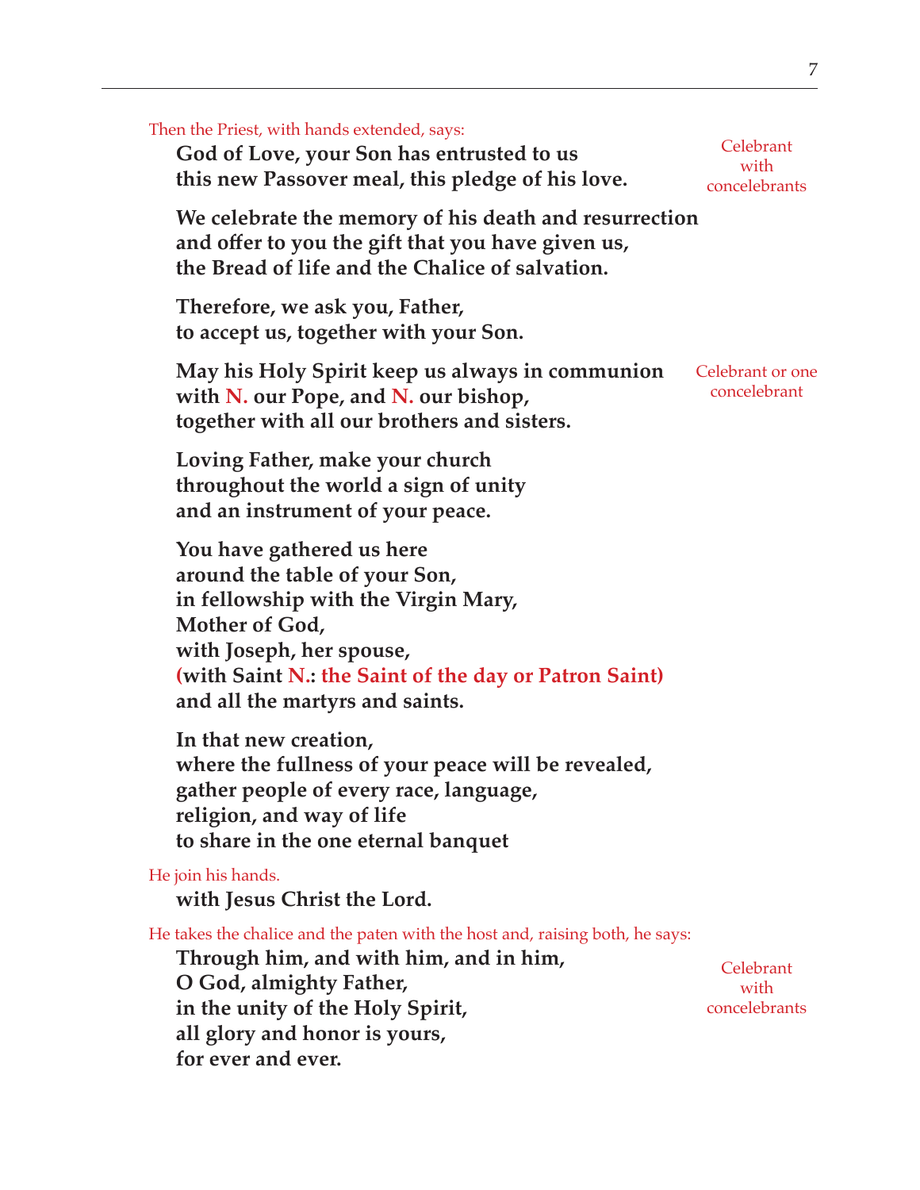*Then the Priest, with hands extended, says:*

**God of Love, your Son has entrusted to us**
**this new Passover meal, this pledge of his love.**

*Celebrant with concelebrants*

**We celebrate the memory of his death and resurrection**
**and offer to you the gift that you have given us,**
**the Bread of life and the Chalice of salvation.**

**Therefore, we ask you, Father,**
**to accept us, together with your Son.**

**May his Holy Spirit keep us always in communion**
**with N. our Pope, and N. our bishop,**
**together with all our brothers and sisters.**

*Celebrant or one concelebrant*

**Loving Father, make your church**
**throughout the world a sign of unity**
**and an instrument of your peace.**

**You have gathered us here**
**around the table of your Son,**
**in fellowship with the Virgin Mary,**
**Mother of God,**
**with Joseph, her spouse,**
**(with Saint N.: the Saint of the day or Patron Saint)**
**and all the martyrs and saints.**

**In that new creation,**
**where the fullness of your peace will be revealed,**
**gather people of every race, language,**
**religion, and way of life**
**to share in the one eternal banquet**

*He join his hands.*

**with Jesus Christ the Lord.**

*He takes the chalice and the paten with the host and, raising both, he says:*

**Through him, and with him, and in him,**
**O God, almighty Father,**
**in the unity of the Holy Spirit,**
**all glory and honor is yours,**
**for ever and ever.**

*Celebrant with concelebrants*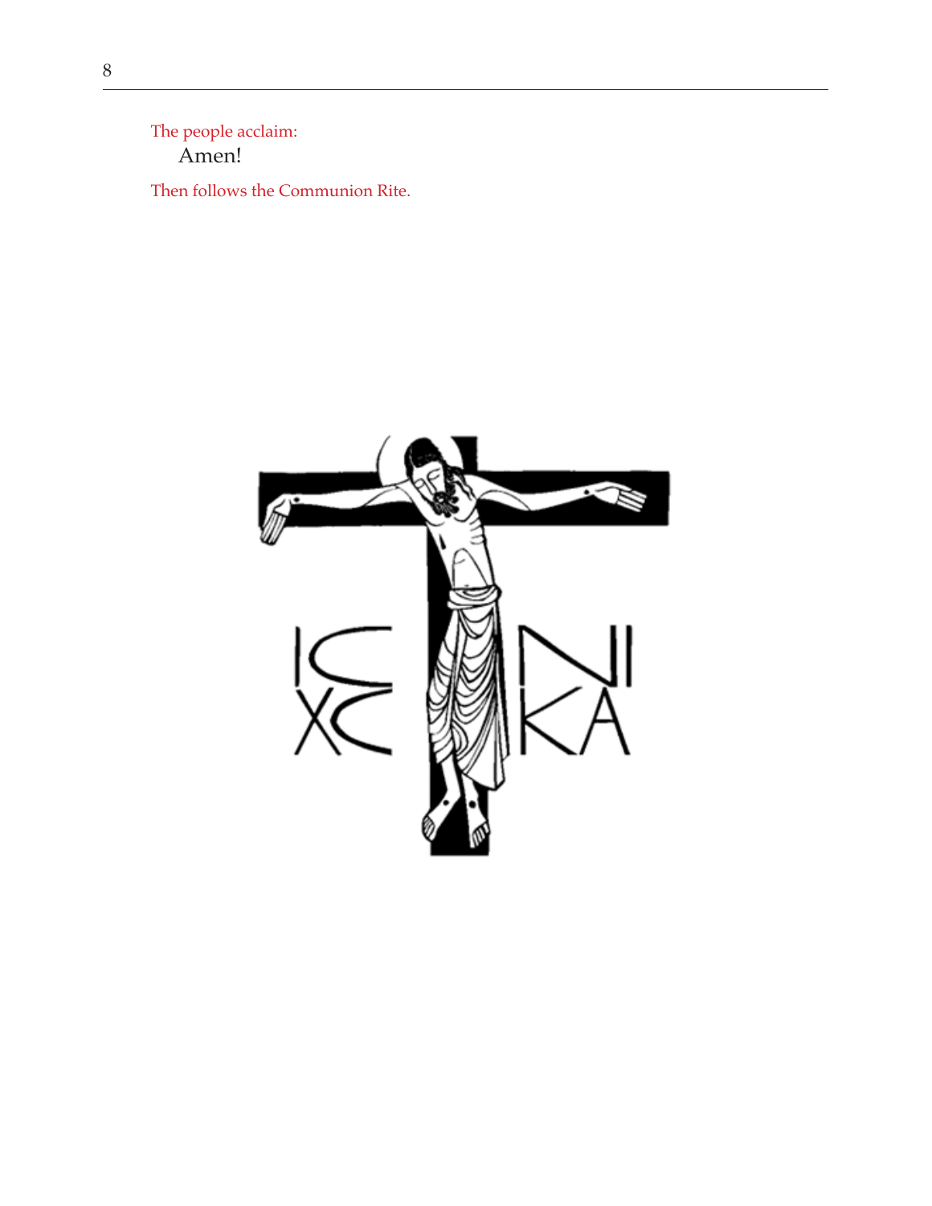*The people acclaim:*

Amen!

*Then follows the Communion Rite.*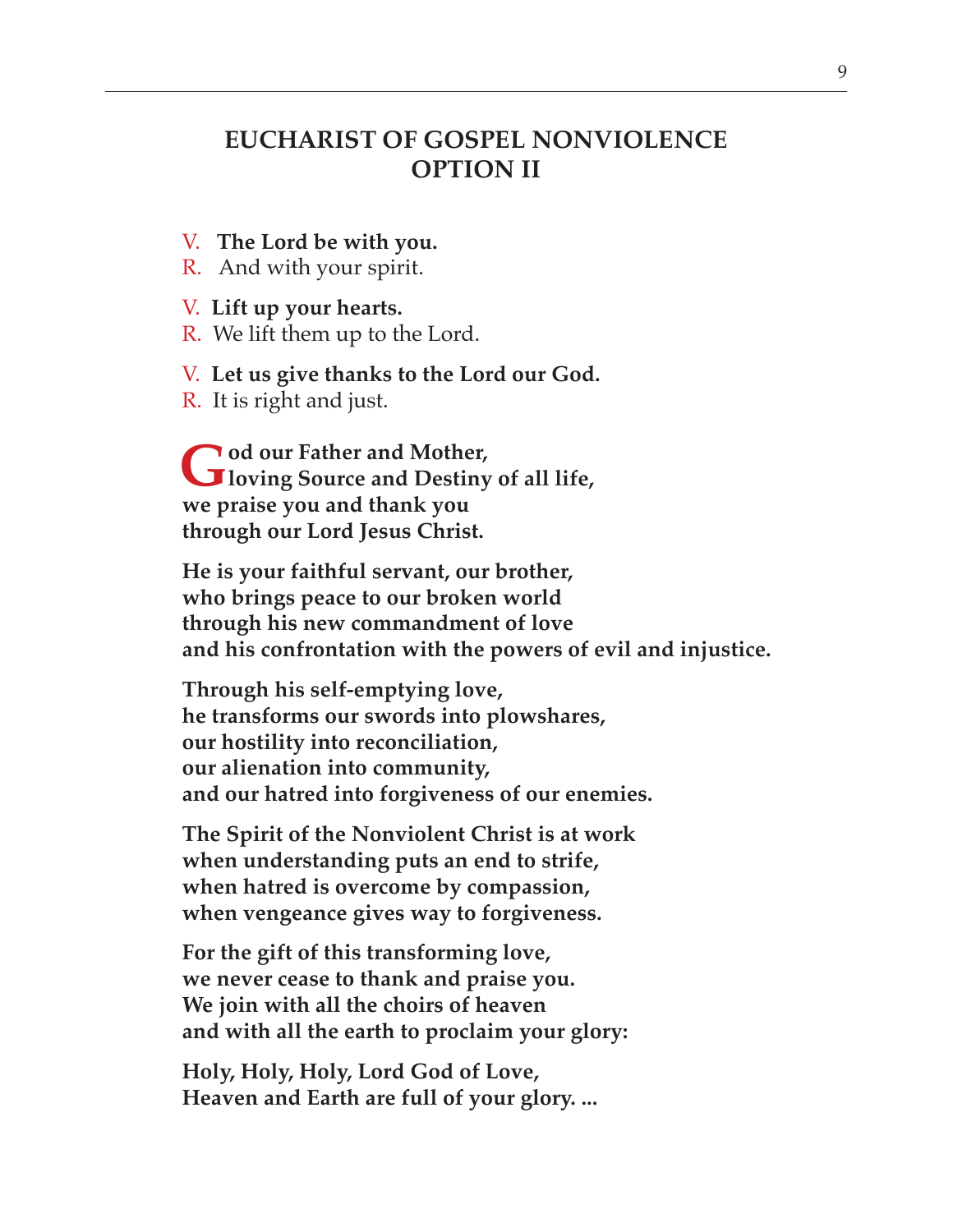# EUCHARIST OF GOSPEL NONVIOLENCE OPTION II

V. **The Lord be with you.**
R. And with your spirit.

V. **Lift up your hearts.**
R. We lift them up to the Lord.

V. **Let us give thanks to the Lord our God.**
R. It is right and just.

**God our Father and Mother,**
**loving Source and Destiny of all life,**
**we praise you and thank you**
**through our Lord Jesus Christ.**

**He is your faithful servant, our brother,**
**who brings peace to our broken world**
**through his new commandment of love**
**and his confrontation with the powers of evil and injustice.**

**Through his self-emptying love,**
**he transforms our swords into plowshares,**
**our hostility into reconciliation,**
**our alienation into community,**
**and our hatred into forgiveness of our enemies.**

**The Spirit of the Nonviolent Christ is at work**
**when understanding puts an end to strife,**
**when hatred is overcome by compassion,**
**when vengeance gives way to forgiveness.**

**For the gift of this transforming love,**
**we never cease to thank and praise you.**
**We join with all the choirs of heaven**
**and with all the earth to proclaim your glory:**

**Holy, Holy, Holy, Lord God of Love,**
**Heaven and Earth are full of your glory. ...**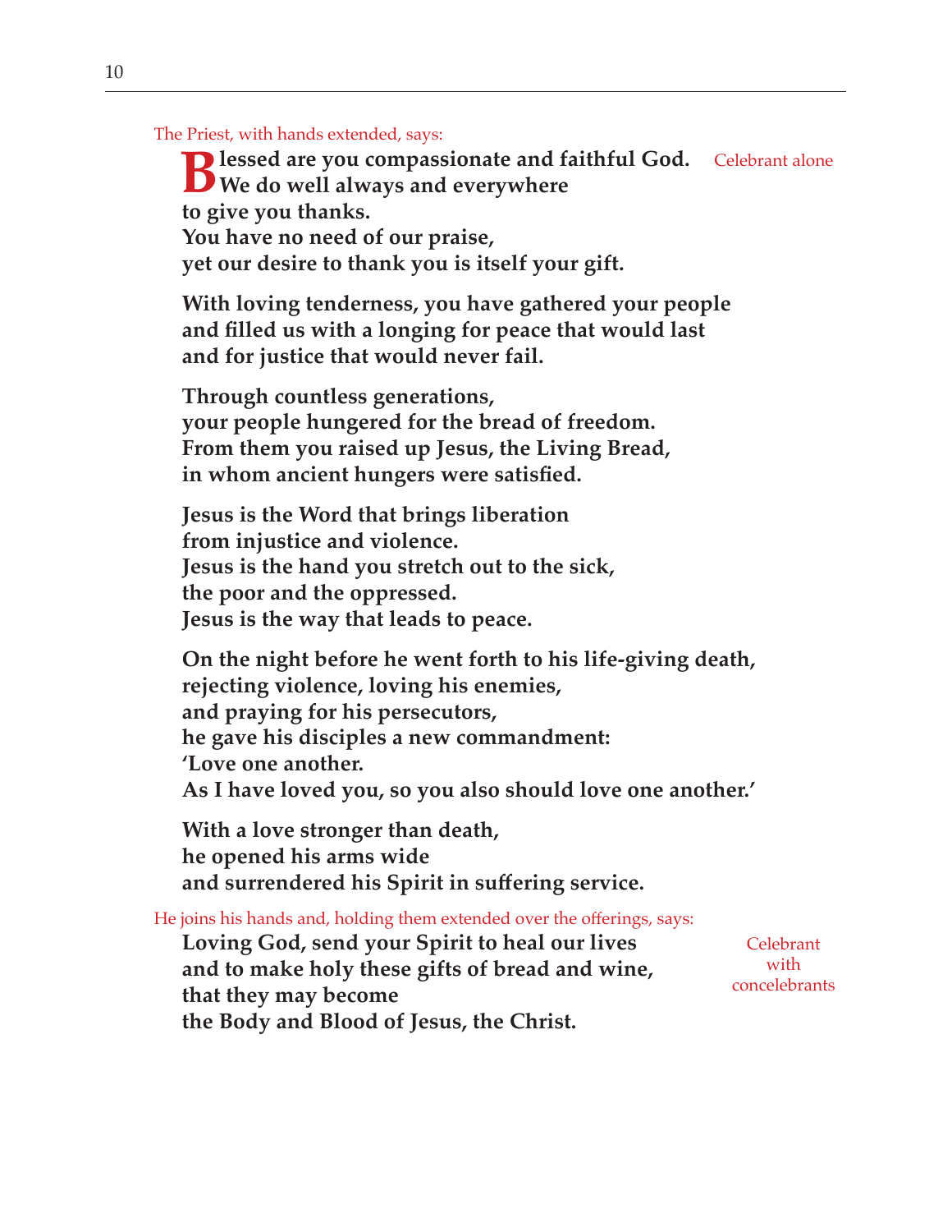*The Priest, with hands extended, says:*

*Celebrant alone*

**Blessed are you compassionate and faithful God.**
**We do well always and everywhere**
**to give you thanks.**
**You have no need of our praise,**
**yet our desire to thank you is itself your gift.**

**With loving tenderness, you have gathered your people**
**and filled us with a longing for peace that would last**
**and for justice that would never fail.**

**Through countless generations,**
**your people hungered for the bread of freedom.**
**From them you raised up Jesus, the Living Bread,**
**in whom ancient hungers were satisfied.**

**Jesus is the Word that brings liberation**
**from injustice and violence.**
**Jesus is the hand you stretch out to the sick,**
**the poor and the oppressed.**
**Jesus is the way that leads to peace.**

**On the night before he went forth to his life-giving death,**
**rejecting violence, loving his enemies,**
**and praying for his persecutors,**
**he gave his disciples a new commandment:**
**'Love one another.**
**As I have loved you, so you also should love one another.'**

**With a love stronger than death,**
**he opened his arms wide**
**and surrendered his Spirit in suffering service.**

*He joins his hands and, holding them extended over the offerings, says:*

*Celebrant with concelebrants*

**Loving God, send your Spirit to heal our lives**
**and to make holy these gifts of bread and wine,**
**that they may become**
**the Body and Blood of Jesus, the Christ.**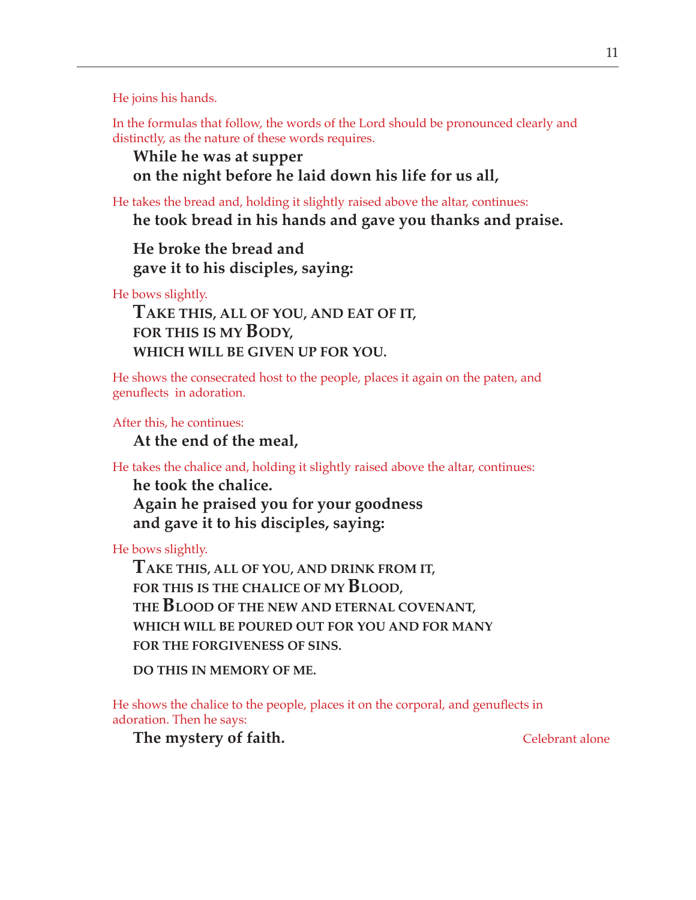*He joins his hands.*

*In the formulas that follow, the words of the Lord should be pronounced clearly and distinctly, as the nature of these words requires.*

**While he was at supper**
**on the night before he laid down his life for us all,**

*He takes the bread and, holding it slightly raised above the altar, continues:*

**he took bread in his hands and gave you thanks and praise.**

**He broke the bread and**
**gave it to his disciples, saying:**

*He bows slightly.*

**TAKE THIS, ALL OF YOU, AND EAT OF IT,**
**FOR THIS IS MY BODY,**
**WHICH WILL BE GIVEN UP FOR YOU.**

*He shows the consecrated host to the people, places it again on the paten, and genuflects in adoration.*

*After this, he continues:*

**At the end of the meal,**

*He takes the chalice and, holding it slightly raised above the altar, continues:*

**he took the chalice.**
**Again he praised you for your goodness**
**and gave it to his disciples, saying:**

*He bows slightly.*

**TAKE THIS, ALL OF YOU, AND DRINK FROM IT,**
**FOR THIS IS THE CHALICE OF MY BLOOD,**
**THE BLOOD OF THE NEW AND ETERNAL COVENANT,**
**WHICH WILL BE POURED OUT FOR YOU AND FOR MANY**
**FOR THE FORGIVENESS OF SINS.**

**DO THIS IN MEMORY OF ME.**

*He shows the chalice to the people, places it on the corporal, and genuflects in adoration. Then he says:*

**The mystery of faith.** *Celebrant alone*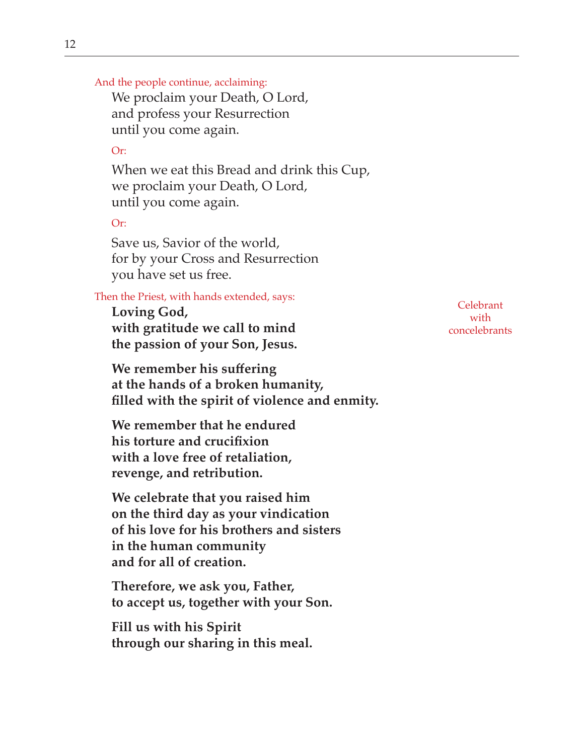*And the people continue, acclaiming:*

We proclaim your Death, O Lord,
and profess your Resurrection
until you come again.

*Or:*

When we eat this Bread and drink this Cup,
we proclaim your Death, O Lord,
until you come again.

*Or:*

Save us, Savior of the world,
for by your Cross and Resurrection
you have set us free.

*Then the Priest, with hands extended, says:*

*Celebrant with concelebrants*

**Loving God,**
**with gratitude we call to mind**
**the passion of your Son, Jesus.**

**We remember his suffering**
**at the hands of a broken humanity,**
**filled with the spirit of violence and enmity.**

**We remember that he endured**
**his torture and crucifixion**
**with a love free of retaliation,**
**revenge, and retribution.**

**We celebrate that you raised him**
**on the third day as your vindication**
**of his love for his brothers and sisters**
**in the human community**
**and for all of creation.**

**Therefore, we ask you, Father,**
**to accept us, together with your Son.**

**Fill us with his Spirit**
**through our sharing in this meal.**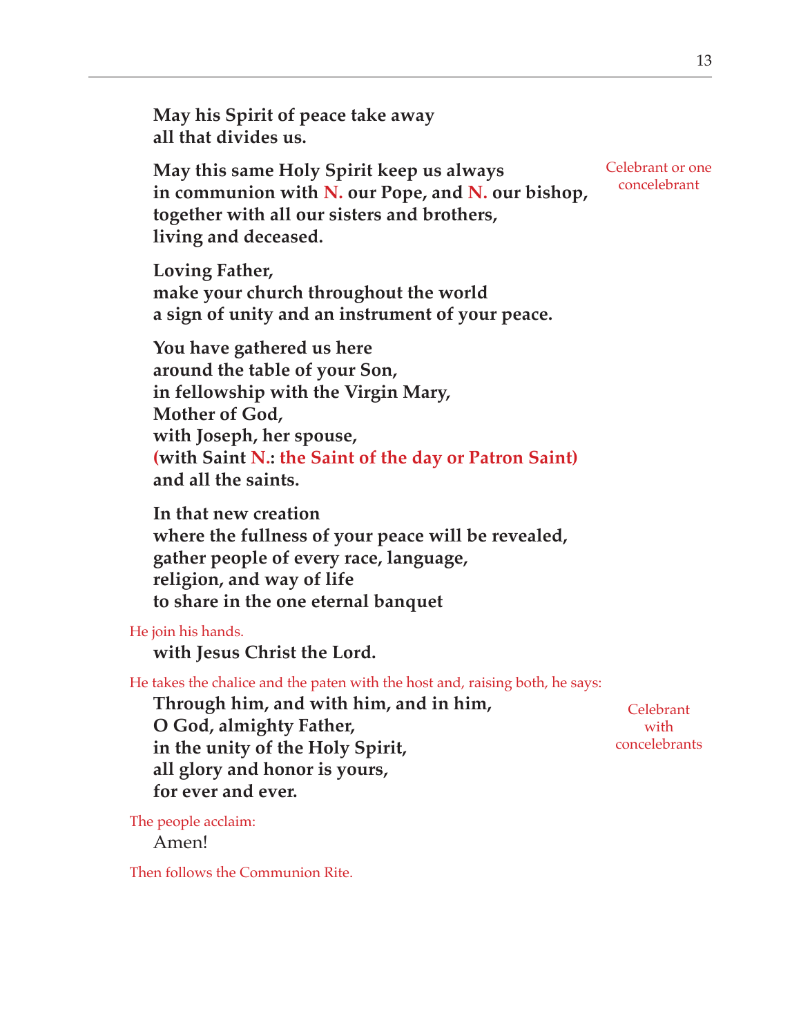**May his Spirit of peace take away**
**all that divides us.**

**May this same Holy Spirit keep us always**
**in communion with N. our Pope, and N. our bishop,**
**together with all our sisters and brothers,**
**living and deceased.**

Celebrant or one concelebrant

**Loving Father,**
**make your church throughout the world**
**a sign of unity and an instrument of your peace.**

**You have gathered us here**
**around the table of your Son,**
**in fellowship with the Virgin Mary,**
**Mother of God,**
**with Joseph, her spouse,**
**(with Saint N.: the Saint of the day or Patron Saint)**
**and all the saints.**

**In that new creation**
**where the fullness of your peace will be revealed,**
**gather people of every race, language,**
**religion, and way of life**
**to share in the one eternal banquet**

He join his hands.

**with Jesus Christ the Lord.**

He takes the chalice and the paten with the host and, raising both, he says:

**Through him, and with him, and in him,**
**O God, almighty Father,**
**in the unity of the Holy Spirit,**
**all glory and honor is yours,**
**for ever and ever.**

Celebrant with concelebrants

The people acclaim:

Amen!

Then follows the Communion Rite.